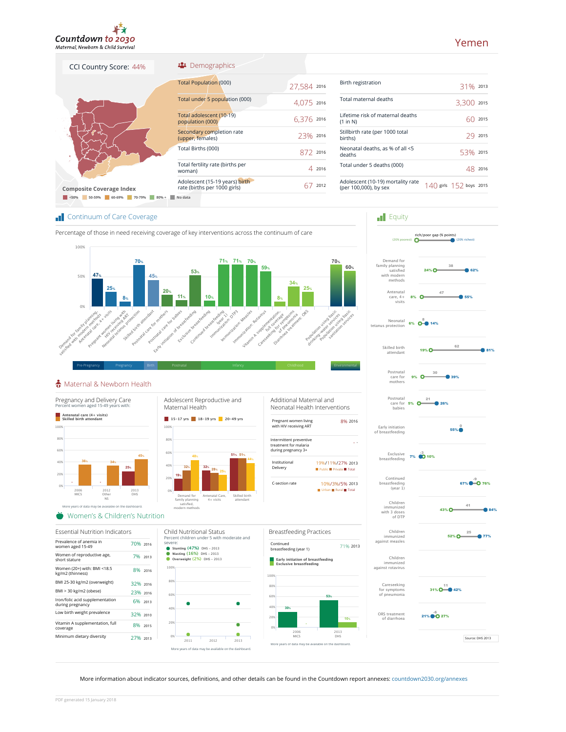# Countdown to 2030

Maternal, Newborn & Child Survival

# Yemen

**CCI Country Score: 44%**

Composite Coverage Index

<50% | 50-59% | 60-69% | 70-79% | 80% + | No data

## Demographics

| Indicator | Value | Year |
|---|---|---|
| Total Population (000) | 27,584 | 2016 |
| Total under 5 population (000) | 4,075 | 2016 |
| Total adolescent (10-19) population (000) | 6,376 | 2016 |
| Secondary completion rate (upper, females) | 23% | 2016 |
| Total Births (000) | 872 | 2016 |
| Total fertility rate (births per woman) | 4 | 2016 |
| Adolescent (15-19 years) birth rate (births per 1000 girls) | 67 | 2012 |

| Indicator | Value | Year |
|---|---|---|
| Birth registration | 31% | 2013 |
| Total maternal deaths | 3,300 | 2015 |
| Lifetime risk of maternal deaths (1 in N) | 60 | 2015 |
| Stillbirth rate (per 1000 total births) | 29 | 2015 |
| Neonatal deaths, as % of all <5 deaths | 53% | 2015 |
| Total under 5 deaths (000) | 48 | 2016 |
| Adolescent (10-19) mortality rate (per 100,000), by sex | 140 girls 152 boys | 2015 |

## Continuum of Care Coverage

Percentage of those in need receiving coverage of key interventions across the continuum of care

| Intervention | Coverage |
|---|---|
| Demand for family planning satisfied with modern methods | 47% |
| Antenatal care, 4+ visits | 25% |
| Pregnant women living with HIV receiving ART | 8% |
| Neonatal tetanus protection | 70% |
| Skilled birth attendant | 45% |
| Postnatal care for mothers | 20% |
| Postnatal care for babies | 11% |
| Early initiation of breastfeeding | 53% |
| Exclusive breastfeeding | 10% |
| Continued breastfeeding (year 1) | 71% |
| Immunization: DTP3 | 71% |
| Immunization: Measles | 70% |
| Immunization: Rotavirus | 59% |
| Vitamin A supplementation, full coverage | 8% |
| Careseeking for symptoms of pneumonia | 34% |
| Diarrhoea treatment: ORS | 25% |
| Population using basic drinking water services | 70% |
| Population using basic sanitation services | 60% |

Pre-Pregnancy | Pregnancy | Birth | Postnatal | Infancy | Childhood | Environmental

## Equity

rich/poor gap (% points) — (20% poorest) / (20% richest)

| Indicator | 20% poorest | Gap | 20% richest |
|---|---|---|---|
| Demand for family planning satisfied with modern methods | 24% | 38 | 62% |
| Antenatal care, 4+ visits | 8% | 47 | 55% |
| Neonatal tetanus protection | 6% | 8 | 14% |
| Skilled birth attendant | 19% | 62 | 81% |
| Postnatal care for mothers | 9% | 30 | 39% |
| Postnatal care for babies | 5% | 21 | 26% |
| Early initiation of breastfeeding | 55% | 0 | |
| Exclusive breastfeeding | 10% | -3 | 7% |
| Continued breastfeeding (year 1) | 76% | -9 | 67% |
| Children immunized with 3 doses of DTP | 43% | 41 | 84% |
| Children immunized against measles | 52% | 25 | 77% |
| Children immunized against rotavirus | | | |
| Careseeking for symptoms of pneumonia | 31% | 11 | 42% |
| ORS treatment of diarrhoea | 27% | -6 | 21% |

Source: DHS 2013

## Maternal & Newborn Health

### Pregnancy and Delivery Care

Percent women aged 15-49 years with:

| Survey | Antenatal care (4+ visits) | Skilled birth attendant |
|---|---|---|
| 2006 MICS | - | 36% |
| 2012 Other NS | - | 34% |
| 2013 DHS | 25% | 45% |

More years of data may be available on the dashboard.

### Adolescent Reproductive and Maternal Health

| Indicator | 15-17 yrs | 18-19 yrs | 20-49 yrs |
|---|---|---|---|
| Demand for family planning satisfied, modern methods | 19% | 32% | 48% |
| Antenatal Care, 4+ visits | 32% | 28% | 25% |
| Skilled birth attendant | 51% | 51% | 44% |

### Additional Maternal and Neonatal Health Interventions

| Indicator | Value | Year |
|---|---|---|
| Pregnant women living with HIV receiving ART | 8% | 2016 |
| Intermittent preventive treatment for malaria during pregnancy 3+ | - | - |
| Institutional Delivery (Public / Private / Total) | 19% / 11% / 27% | 2013 |
| C-section rate (Urban / Rural / Total) | 10% / 3% / 5% | 2013 |

## Women's & Children's Nutrition

### Essential Nutrition Indicators

| Indicator | Value | Year |
|---|---|---|
| Prevalence of anemia in women aged 15-49 | 70% | 2016 |
| Women of reproductive age, short stature | 7% | 2013 |
| Women (20+) with: BMI <18.5 kg/m2 (thinness) | 8% | 2016 |
| BMI 25-30 kg/m2 (overweight) | 32% | 2016 |
| BMI > 30 kg/m2 (obese) | 23% | 2016 |
| Iron/folic acid supplementation during pregnancy | 6% | 2013 |
| Low birth weight prevalence | 32% | 2010 |
| Vitamin A supplementation, full coverage | 8% | 2015 |
| Minimum dietary diversity | 27% | 2013 |

### Child Nutritional Status

Percent children under 5 with moderate and severe:

- Stunting (47%) DHS - 2013
- Wasting (16%) DHS - 2013
- Overweight (2%) DHS - 2013

More years of data may be available on the dashboard.

### Breastfeeding Practices

| Indicator | Value | Year |
|---|---|---|
| Continued breastfeeding (year 1) | 71% | 2013 |

| Survey | Early initiation of breastfeeding | Exclusive breastfeeding |
|---|---|---|
| 2006 MICS | 30% | - |
| 2013 DHS | 53% | 10% |

More years of data may be available on the dashboard.

More information about indicator sources, definitions, and other details can be found in the Countdown report annexes: countdown2030.org/annexes

PDF generated 15 January 2018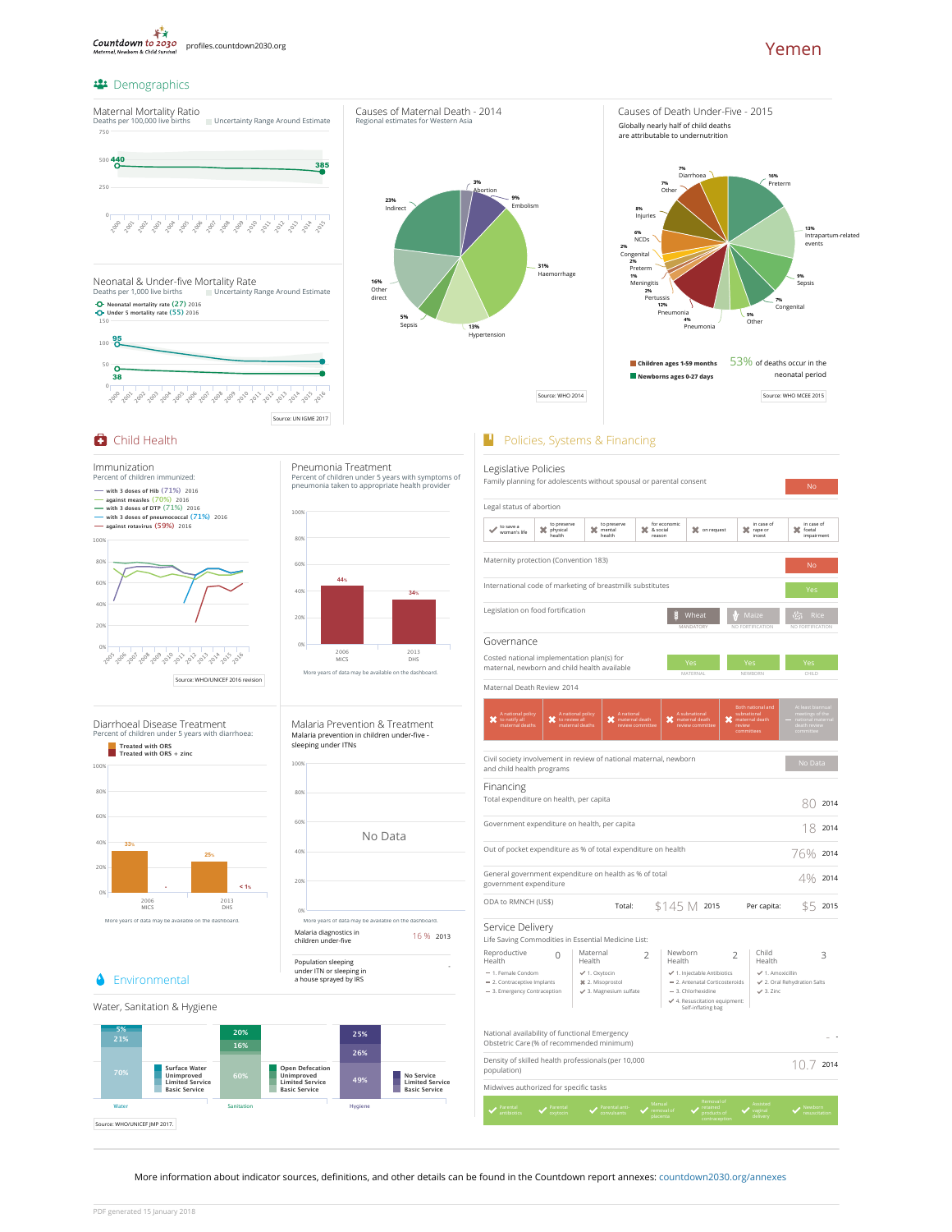Countdown to 2030 — Maternal, Newborn & Child Survival — profiles.countdown2030.org

# Yemen

## Demographics

### Maternal Mortality Ratio

Deaths per 100,000 live births — Uncertainty Range Around Estimate

750
500 440
385
250
0
2000 2001 2002 2003 2004 2005 2006 2007 2008 2009 2010 2011 2012 2013 2014 2015

### Causes of Maternal Death - 2014

Regional estimates for Western Asia

3% Abortion
9% Embolism
31% Haemorrhage
13% Hypertension
5% Sepsis
16% Other direct
23% Indirect

Source: WHO 2014

### Causes of Death Under-Five - 2015

Globally nearly half of child deaths are attributable to undernutrition

7% Diarrhoea
16% Preterm
13% Intrapartum-related events
9% Sepsis
7% Congenital
5% Other
4% Pneumonia
12% Pneumonia
2% Pertussis
1% Meningitis
2% Preterm
2% Congenital
6% NCDs
8% Injuries
7% Other

Children ages 1-59 months
Newborns ages 0-27 days

53% of deaths occur in the neonatal period

Source: WHO MCEE 2015

### Neonatal & Under-five Mortality Rate

Deaths per 1,000 live births — Uncertainty Range Around Estimate

Neonatal mortality rate (27) 2016
Under 5 mortality rate (55) 2016

150
100 95
50
38
0
2000 2001 2002 2003 2004 2005 2006 2007 2008 2009 2010 2011 2012 2013 2014 2015 2016

Source: UN IGME 2017

## Child Health

### Immunization

Percent of children immunized:

- with 3 doses of Hib (71%) 2016
- against measles (70%) 2016
- with 3 doses of DTP (71%) 2016
- with 3 doses of pneumococcal (71%) 2016
- against rotavirus (59%) 2016

100% 80% 60% 40% 20% 0%
2005 2006 2007 2008 2009 2010 2011 2012 2013 2014 2015 2016

Source: WHO/UNICEF 2016 revision

### Pneumonia Treatment

Percent of children under 5 years with symptoms of pneumonia taken to appropriate health provider

100% 80% 60% 40% 20% 0%
44%
34%
2006 MICS
2013 DHS

More years of data may be available on the dashboard.

### Diarrhoeal Disease Treatment

Percent of children under 5 years with diarrhoea:

- Treated with ORS
- Treated with ORS + zinc

100% 80% 60% 40% 20% 0%
33%
-
25%
< 1%
2006 MICS
2013 DHS

More years of data may be available on the dashboard.

### Malaria Prevention & Treatment

Malaria prevention in children under-five - sleeping under ITNs

100% 80% 60% 40% 20% 0%

No Data

More years of data may be available on the dashboard.

Malaria diagnostics in children under-five — 16 % 2013

Population sleeping under ITN or sleeping in a house sprayed by IRS — -

## Environmental

### Water, Sanitation & Hygiene

Water: 5%, 21%, 70%
- Surface Water
- Unimproved
- Limited Service
- Basic Service

Sanitation: 20%, 16%, 60%
- Open Defecation
- Unimproved
- Limited Service
- Basic Service

Hygiene: 25%, 26%, 49%
- No Service
- Limited Service
- Basic Service

Source: WHO/UNICEF JMP 2017.

## Policies, Systems & Financing

### Legislative Policies

Family planning for adolescents without spousal or parental consent — No

Legal status of abortion

| to save a woman's life | to preserve physical health | to preserve mental health | for economic & social reason | on request | in case of rape or incest | in case of foetal impairment |
|---|---|---|---|---|---|---|
| ✔ | ✖ | ✖ | ✖ | ✖ | ✖ | ✖ |

Maternity protection (Convention 183) — No

International code of marketing of breastmilk substitutes — Yes

Legislation on food fortification — Wheat: MANDATORY; Maize: NO FORTIFICATION; Rice: NO FORTIFICATION

### Governance

Costed national implementation plan(s) for maternal, newborn and child health available — Yes (MATERNAL); Yes (NEWBORN); Yes (CHILD)

Maternal Death Review 2014

- ✖ A national policy to notify all maternal deaths
- ✖ A national policy to review all maternal deaths
- ✖ A national maternal death review committee
- ✖ A subnational maternal death review committee
- ✖ Both national and subnational maternal death review committees
- At least biannual meetings of the national maternal death review committee

Civil society involvement in review of national maternal, newborn and child health programs — No Data

### Financing

| | | |
|---|---|---|
| Total expenditure on health, per capita | 80 | 2014 |
| Government expenditure on health, per capita | 18 | 2014 |
| Out of pocket expenditure as % of total expenditure on health | 76% | 2014 |
| General government expenditure on health as % of total government expenditure | 4% | 2014 |

ODA to RMNCH (US$) — Total: $145 M 2015 — Per capita: $5 2015

### Service Delivery

Life Saving Commodities in Essential Medicine List:

**Reproductive Health — 0**
- 1. Female Condom
- 2. Contraceptive Implants
- 3. Emergency Contraception

**Maternal Health — 2**
- ✔ 1. Oxytocin
- ✖ 2. Misoprostol
- ✔ 3. Magnesium sulfate

**Newborn Health — 2**
- ✔ 1. Injectable Antibiotics
- 2. Antenatal Corticosteroids
- 3. Chlorhexidine
- ✔ 4. Resuscitation equipment: Self-inflating bag

**Child Health — 3**
- ✔ 1. Amoxicillin
- ✔ 2. Oral Rehydration Salts
- ✔ 3. Zinc

National availability of functional Emergency Obstetric Care (% of recommended minimum) — -

Density of skilled health professionals (per 10,000 population) — 10.7 2014

Midwives authorized for specific tasks

- ✔ Parental antibiotics
- ✔ Parental oxytocin
- ✔ Parental anti-convulsants
- ✔ Manual removal of placenta
- ✔ Removal of retained products of contraception
- ✔ Assisted vaginal delivery
- ✔ Newborn resuscitation

More information about indicator sources, definitions, and other details can be found in the Countdown report annexes: countdown2030.org/annexes

PDF generated 15 January 2018